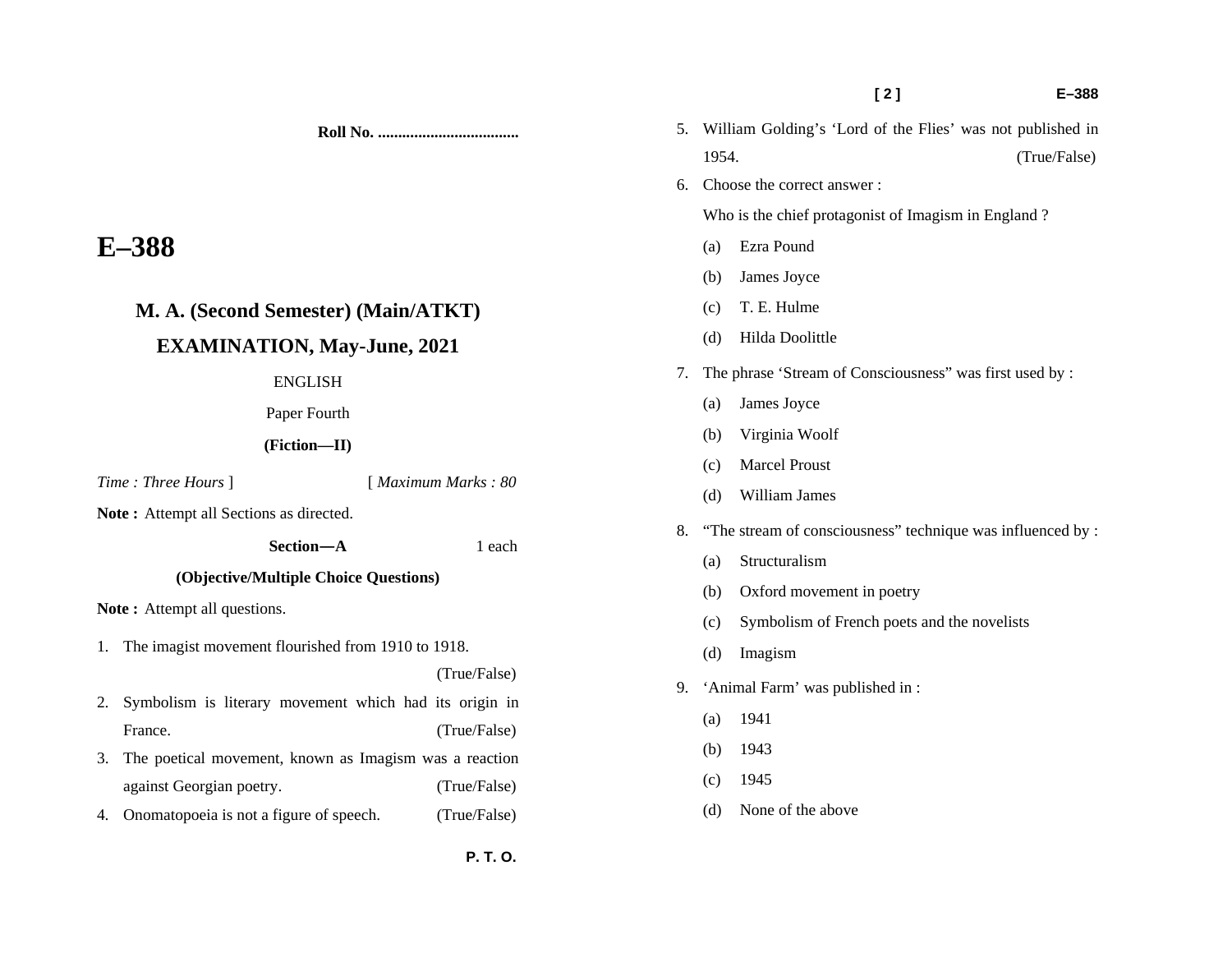Roll No. ..................................

# E–388

## M. A. (Second Semester) (Main/ATKT)

## EXAMINATION, May-June, 2021

ENGLISH

Paper Fourth

**(Fiction—II)**

*Time : Three Hours* ] [ *Maximum Marks : 80*

**Note :** Attempt all Sections as directed.

**Section—A** 1 each

**(Objective/Multiple Choice Questions)**

**Note :** Attempt all questions.

1. The imagist movement flourished from 1910 to 1918. (True/False)
2. Symbolism is literary movement which had its origin in France. (True/False)
3. The poetical movement, known as Imagism was a reaction against Georgian poetry. (True/False)
4. Onomatopoeia is not a figure of speech. (True/False)
5. William Golding's 'Lord of the Flies' was not published in 1954. (True/False)
6. Choose the correct answer :

   Who is the chief protagonist of Imagism in England ?

   (a) Ezra Pound

   (b) James Joyce

   (c) T. E. Hulme

   (d) Hilda Doolittle
7. The phrase 'Stream of Consciousness" was first used by :

   (a) James Joyce

   (b) Virginia Woolf

   (c) Marcel Proust

   (d) William James
8. "The stream of consciousness" technique was influenced by :

   (a) Structuralism

   (b) Oxford movement in poetry

   (c) Symbolism of French poets and the novelists

   (d) Imagism
9. 'Animal Farm' was published in :

   (a) 1941

   (b) 1943

   (c) 1945

   (d) None of the above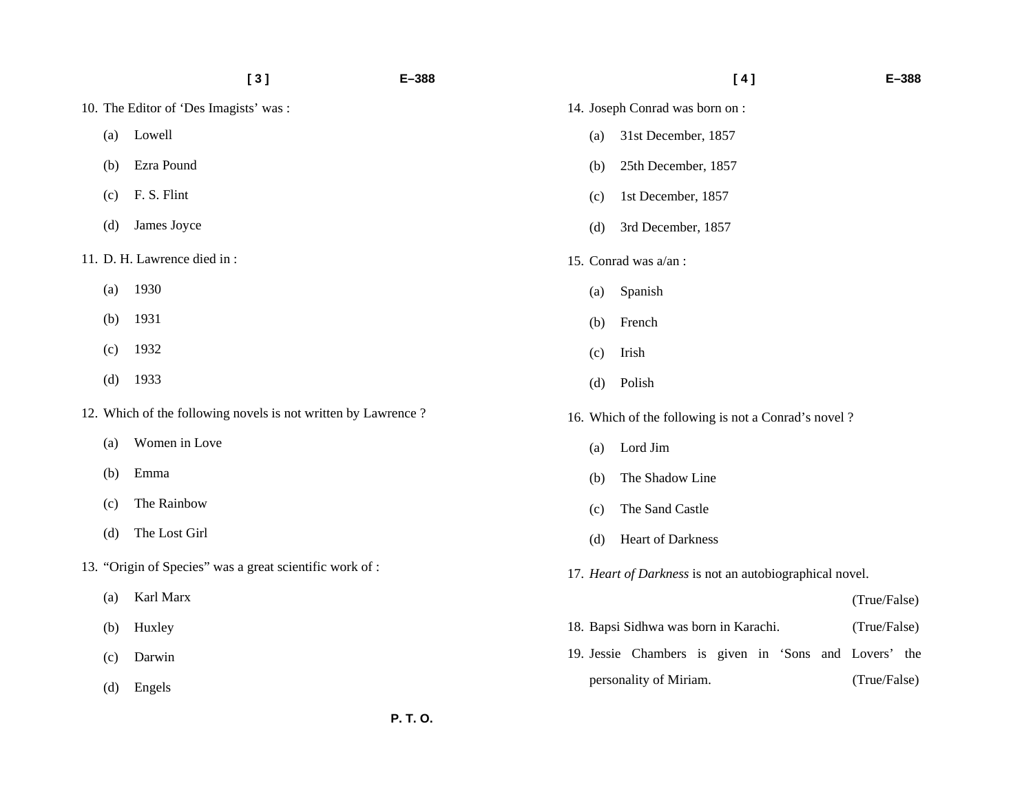10. The Editor of 'Des Imagists' was :

    (a) Lowell

    (b) Ezra Pound

    (c) F. S. Flint

    (d) James Joyce

11. D. H. Lawrence died in :

    (a) 1930

    (b) 1931

    (c) 1932

    (d) 1933

12. Which of the following novels is not written by Lawrence ?

    (a) Women in Love

    (b) Emma

    (c) The Rainbow

    (d) The Lost Girl

13. "Origin of Species" was a great scientific work of :

    (a) Karl Marx

    (b) Huxley

    (c) Darwin

    (d) Engels

14. Joseph Conrad was born on :

    (a) 31st December, 1857

    (b) 25th December, 1857

    (c) 1st December, 1857

    (d) 3rd December, 1857

15. Conrad was a/an :

    (a) Spanish

    (b) French

    (c) Irish

    (d) Polish

16. Which of the following is not a Conrad's novel ?

    (a) Lord Jim

    (b) The Shadow Line

    (c) The Sand Castle

    (d) Heart of Darkness

17. *Heart of Darkness* is not an autobiographical novel. (True/False)

18. Bapsi Sidhwa was born in Karachi. (True/False)

19. Jessie Chambers is given in 'Sons and Lovers' the personality of Miriam. (True/False)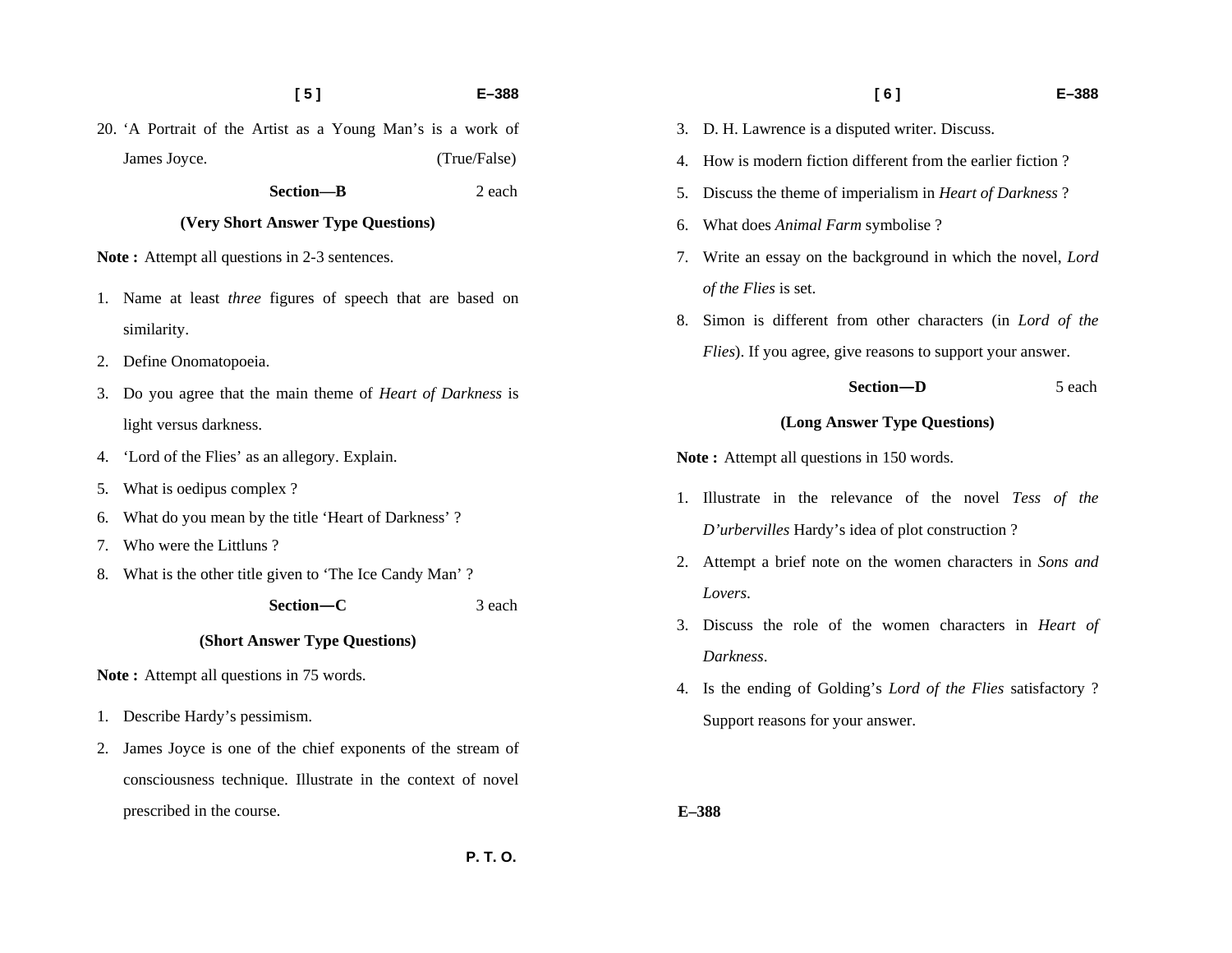20. 'A Portrait of the Artist as a Young Man's is a work of James Joyce. (True/False)

**Section—B** 2 each

**(Very Short Answer Type Questions)**

**Note :** Attempt all questions in 2-3 sentences.

1. Name at least *three* figures of speech that are based on similarity.
2. Define Onomatopoeia.
3. Do you agree that the main theme of *Heart of Darkness* is light versus darkness.
4. 'Lord of the Flies' as an allegory. Explain.
5. What is oedipus complex ?
6. What do you mean by the title 'Heart of Darkness' ?
7. Who were the Littluns ?
8. What is the other title given to 'The Ice Candy Man' ?

**Section—C** 3 each

**(Short Answer Type Questions)**

**Note :** Attempt all questions in 75 words.

1. Describe Hardy's pessimism.
2. James Joyce is one of the chief exponents of the stream of consciousness technique. Illustrate in the context of novel prescribed in the course.
3. D. H. Lawrence is a disputed writer. Discuss.
4. How is modern fiction different from the earlier fiction ?
5. Discuss the theme of imperialism in *Heart of Darkness* ?
6. What does *Animal Farm* symbolise ?
7. Write an essay on the background in which the novel, *Lord of the Flies* is set.
8. Simon is different from other characters (in *Lord of the Flies*). If you agree, give reasons to support your answer.

**Section—D** 5 each

**(Long Answer Type Questions)**

**Note :** Attempt all questions in 150 words.

1. Illustrate in the relevance of the novel *Tess of the D'urbervilles* Hardy's idea of plot construction ?
2. Attempt a brief note on the women characters in *Sons and Lovers*.
3. Discuss the role of the women characters in *Heart of Darkness*.
4. Is the ending of Golding's *Lord of the Flies* satisfactory ? Support reasons for your answer.